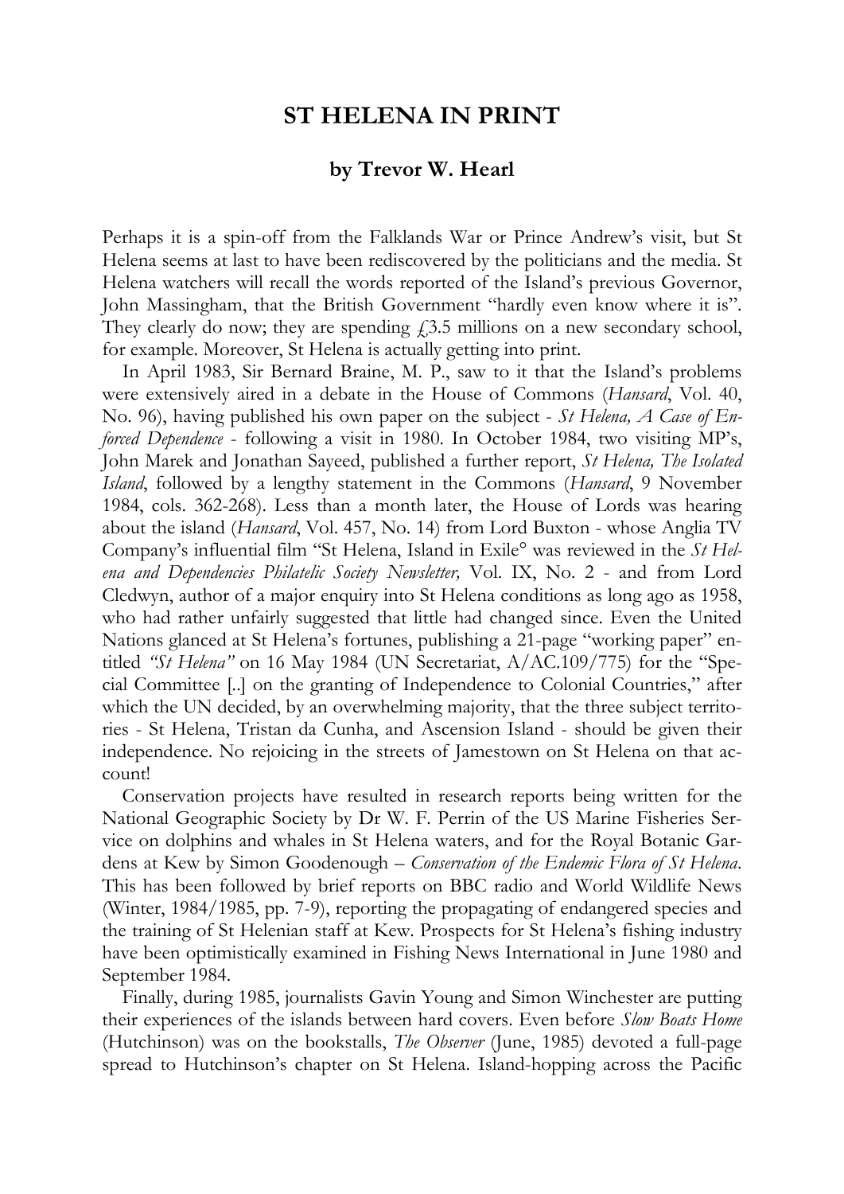# ST HELENA IN PRINT

**by Trevor W. Hearl**

Perhaps it is a spin-off from the Falklands War or Prince Andrew's visit, but St Helena seems at last to have been rediscovered by the politicians and the media. St Helena watchers will recall the words reported of the Island's previous Governor, John Massingham, that the British Government "hardly even know where it is". They clearly do now; they are spending £3.5 millions on a new secondary school, for example. Moreover, St Helena is actually getting into print.

In April 1983, Sir Bernard Braine, M. P., saw to it that the Island's problems were extensively aired in a debate in the House of Commons (*Hansard*, Vol. 40, No. 96), having published his own paper on the subject - *St Helena, A Case of Enforced Dependence* - following a visit in 1980. In October 1984, two visiting MP's, John Marek and Jonathan Sayeed, published a further report, *St Helena, The Isolated Island*, followed by a lengthy statement in the Commons (*Hansard*, 9 November 1984, cols. 362-268). Less than a month later, the House of Lords was hearing about the island (*Hansard*, Vol. 457, No. 14) from Lord Buxton - whose Anglia TV Company's influential film "St Helena, Island in Exile° was reviewed in the *St Helena and Dependencies Philatelic Society Newsletter,* Vol. IX, No. 2 - and from Lord Cledwyn, author of a major enquiry into St Helena conditions as long ago as 1958, who had rather unfairly suggested that little had changed since. Even the United Nations glanced at St Helena's fortunes, publishing a 21-page "working paper" entitled *"St Helena"* on 16 May 1984 (UN Secretariat, A/AC.109/775) for the "Special Committee [..] on the granting of Independence to Colonial Countries," after which the UN decided, by an overwhelming majority, that the three subject territories - St Helena, Tristan da Cunha, and Ascension Island - should be given their independence. No rejoicing in the streets of Jamestown on St Helena on that account!

Conservation projects have resulted in research reports being written for the National Geographic Society by Dr W. F. Perrin of the US Marine Fisheries Service on dolphins and whales in St Helena waters, and for the Royal Botanic Gardens at Kew by Simon Goodenough – *Conservation of the Endemic Flora of St Helena*. This has been followed by brief reports on BBC radio and World Wildlife News (Winter, 1984/1985, pp. 7-9), reporting the propagating of endangered species and the training of St Helenian staff at Kew. Prospects for St Helena's fishing industry have been optimistically examined in Fishing News International in June 1980 and September 1984.

Finally, during 1985, journalists Gavin Young and Simon Winchester are putting their experiences of the islands between hard covers. Even before *Slow Boats Home* (Hutchinson) was on the bookstalls, *The Observer* (June, 1985) devoted a full-page spread to Hutchinson's chapter on St Helena. Island-hopping across the Pacific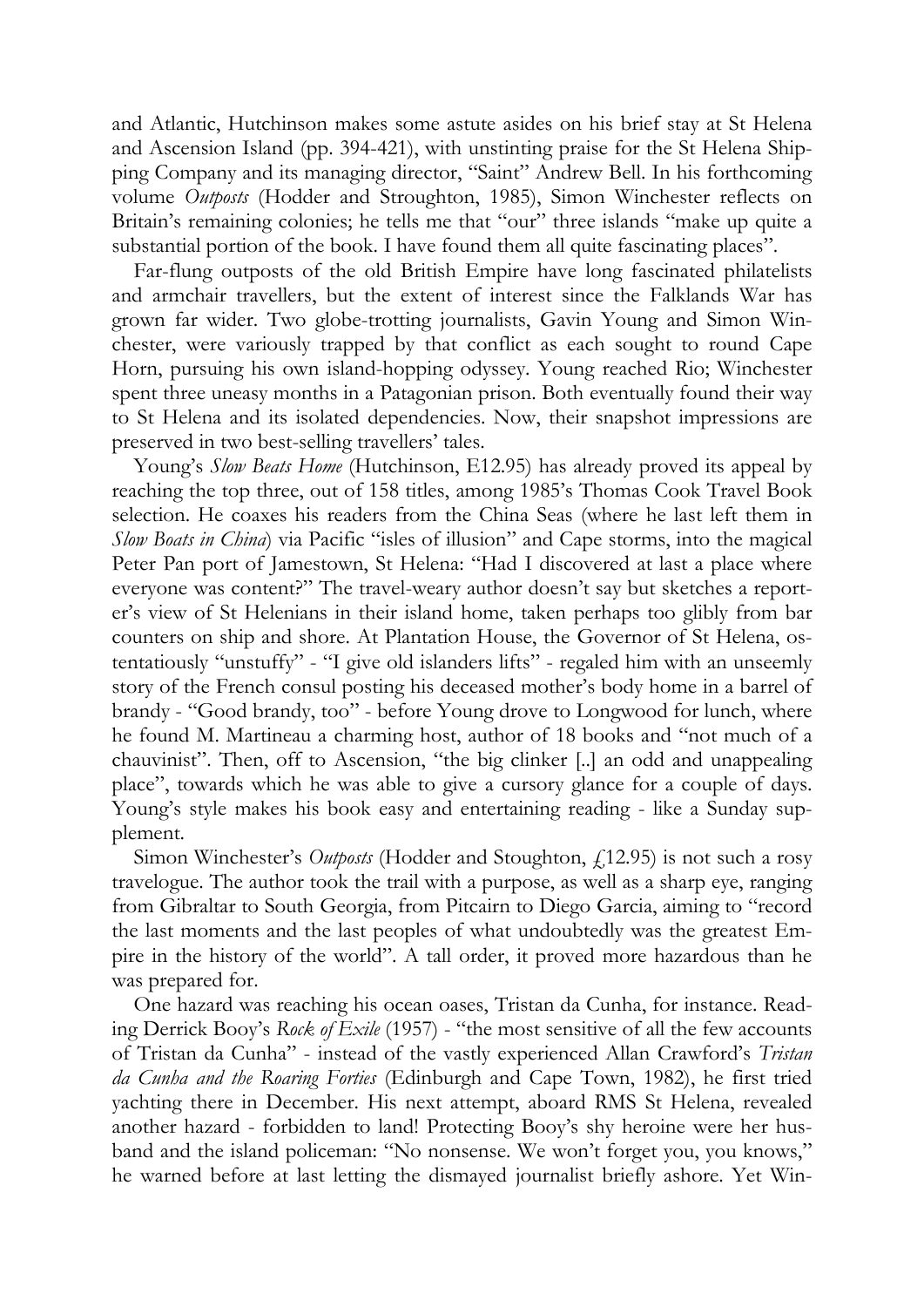and Atlantic, Hutchinson makes some astute asides on his brief stay at St Helena and Ascension Island (pp. 394-421), with unstinting praise for the St Helena Shipping Company and its managing director, "Saint" Andrew Bell. In his forthcoming volume *Outposts* (Hodder and Stroughton, 1985), Simon Winchester reflects on Britain's remaining colonies; he tells me that "our" three islands "make up quite a substantial portion of the book. I have found them all quite fascinating places".

Far-flung outposts of the old British Empire have long fascinated philatelists and armchair travellers, but the extent of interest since the Falklands War has grown far wider. Two globe-trotting journalists, Gavin Young and Simon Winchester, were variously trapped by that conflict as each sought to round Cape Horn, pursuing his own island-hopping odyssey. Young reached Rio; Winchester spent three uneasy months in a Patagonian prison. Both eventually found their way to St Helena and its isolated dependencies. Now, their snapshot impressions are preserved in two best-selling travellers' tales.

Young's *Slow Beats Home* (Hutchinson, E12.95) has already proved its appeal by reaching the top three, out of 158 titles, among 1985's Thomas Cook Travel Book selection. He coaxes his readers from the China Seas (where he last left them in *Slow Boats in China*) via Pacific "isles of illusion" and Cape storms, into the magical Peter Pan port of Jamestown, St Helena: "Had I discovered at last a place where everyone was content?" The travel-weary author doesn't say but sketches a reporter's view of St Helenians in their island home, taken perhaps too glibly from bar counters on ship and shore. At Plantation House, the Governor of St Helena, ostentatiously "unstuffy" - "I give old islanders lifts" - regaled him with an unseemly story of the French consul posting his deceased mother's body home in a barrel of brandy - "Good brandy, too" - before Young drove to Longwood for lunch, where he found M. Martineau a charming host, author of 18 books and "not much of a chauvinist". Then, off to Ascension, "the big clinker [..] an odd and unappealing place", towards which he was able to give a cursory glance for a couple of days. Young's style makes his book easy and entertaining reading - like a Sunday supplement.

Simon Winchester's *Outposts* (Hodder and Stoughton, £12.95) is not such a rosy travelogue. The author took the trail with a purpose, as well as a sharp eye, ranging from Gibraltar to South Georgia, from Pitcairn to Diego Garcia, aiming to "record the last moments and the last peoples of what undoubtedly was the greatest Empire in the history of the world". A tall order, it proved more hazardous than he was prepared for.

One hazard was reaching his ocean oases, Tristan da Cunha, for instance. Reading Derrick Booy's *Rock of Exile* (1957) - "the most sensitive of all the few accounts of Tristan da Cunha" - instead of the vastly experienced Allan Crawford's *Tristan da Cunha and the Roaring Forties* (Edinburgh and Cape Town, 1982), he first tried yachting there in December. His next attempt, aboard RMS St Helena, revealed another hazard - forbidden to land! Protecting Booy's shy heroine were her husband and the island policeman: "No nonsense. We won't forget you, you knows," he warned before at last letting the dismayed journalist briefly ashore. Yet Win-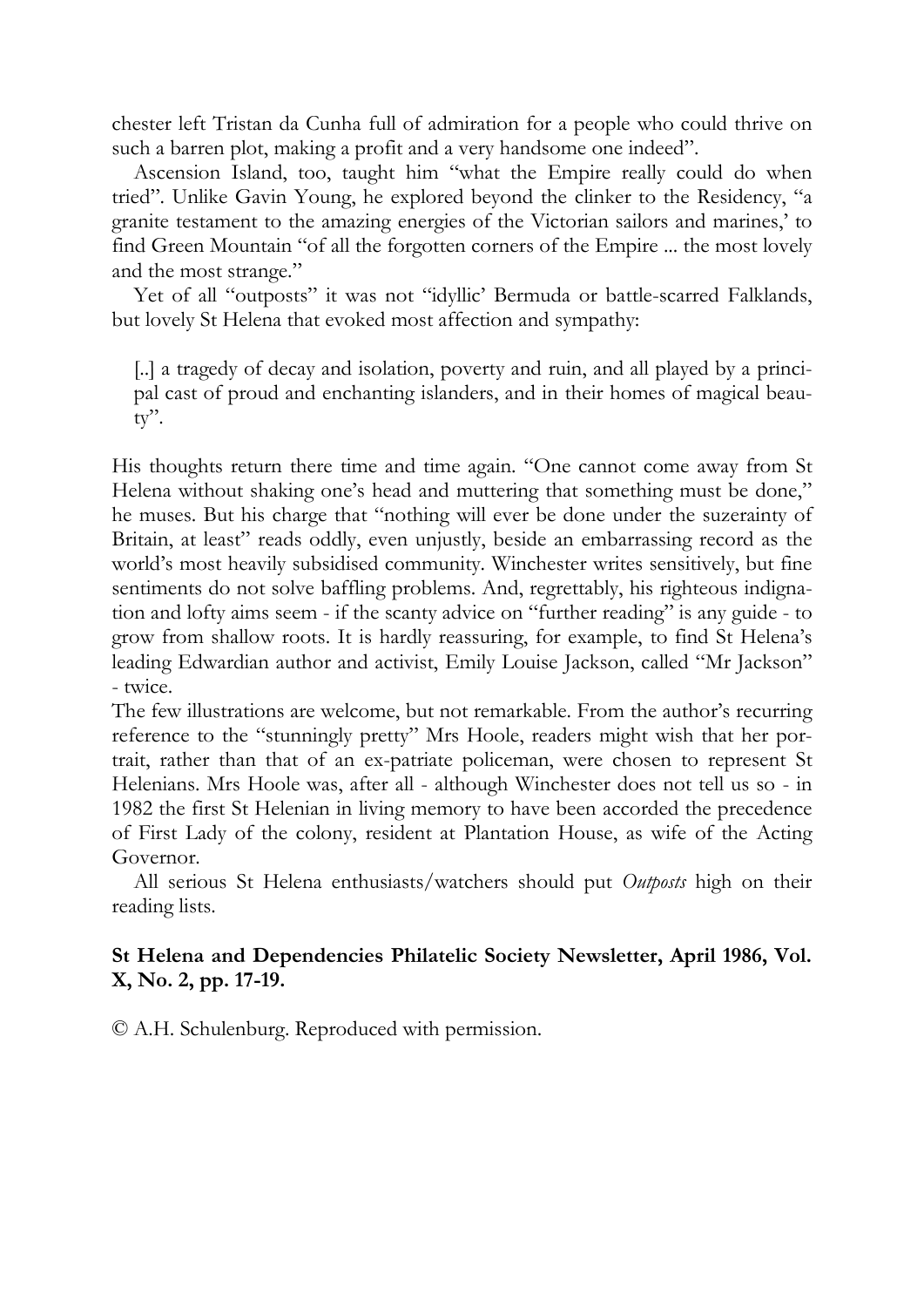chester left Tristan da Cunha full of admiration for a people who could thrive on such a barren plot, making a profit and a very handsome one indeed".

Ascension Island, too, taught him "what the Empire really could do when tried". Unlike Gavin Young, he explored beyond the clinker to the Residency, "a granite testament to the amazing energies of the Victorian sailors and marines,' to find Green Mountain "of all the forgotten corners of the Empire ... the most lovely and the most strange."

Yet of all "outposts" it was not "idyllic' Bermuda or battle-scarred Falklands, but lovely St Helena that evoked most affection and sympathy:

> [..] a tragedy of decay and isolation, poverty and ruin, and all played by a principal cast of proud and enchanting islanders, and in their homes of magical beauty".

His thoughts return there time and time again. "One cannot come away from St Helena without shaking one's head and muttering that something must be done," he muses. But his charge that "nothing will ever be done under the suzerainty of Britain, at least" reads oddly, even unjustly, beside an embarrassing record as the world's most heavily subsidised community. Winchester writes sensitively, but fine sentiments do not solve baffling problems. And, regrettably, his righteous indignation and lofty aims seem - if the scanty advice on "further reading" is any guide - to grow from shallow roots. It is hardly reassuring, for example, to find St Helena's leading Edwardian author and activist, Emily Louise Jackson, called "Mr Jackson" - twice.

The few illustrations are welcome, but not remarkable. From the author's recurring reference to the "stunningly pretty" Mrs Hoole, readers might wish that her portrait, rather than that of an ex-patriate policeman, were chosen to represent St Helenians. Mrs Hoole was, after all - although Winchester does not tell us so - in 1982 the first St Helenian in living memory to have been accorded the precedence of First Lady of the colony, resident at Plantation House, as wife of the Acting Governor.

All serious St Helena enthusiasts/watchers should put *Outposts* high on their reading lists.

**St Helena and Dependencies Philatelic Society Newsletter, April 1986, Vol. X, No. 2, pp. 17-19.**

© A.H. Schulenburg. Reproduced with permission.